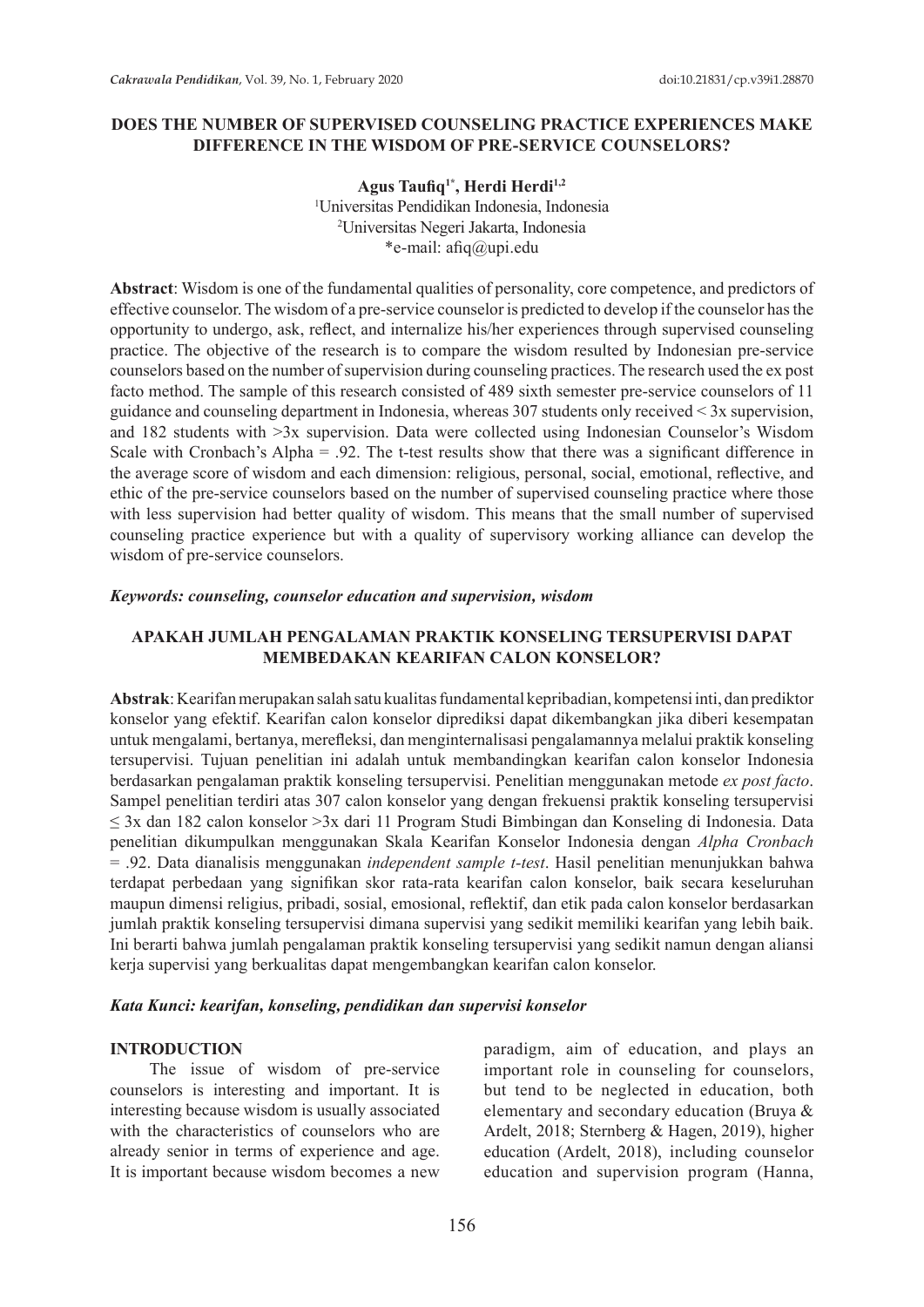# DOES THE NUMBER OF SUPERVISED COUNSELING PRACTICE EXPERIENCES MAKE DIFFERENCE IN THE WISDOM OF PRE-SERVICE COUNSELORS?

**Agus Taufiq[1*], Herdi Herdi[1,2]**

[1]Universitas Pendidikan Indonesia, Indonesia
[2]Universitas Negeri Jakarta, Indonesia
*e-mail: afiq@upi.edu

**Abstract**: Wisdom is one of the fundamental qualities of personality, core competence, and predictors of effective counselor. The wisdom of a pre-service counselor is predicted to develop if the counselor has the opportunity to undergo, ask, reflect, and internalize his/her experiences through supervised counseling practice. The objective of the research is to compare the wisdom resulted by Indonesian pre-service counselors based on the number of supervision during counseling practices. The research used the ex post facto method. The sample of this research consisted of 489 sixth semester pre-service counselors of 11 guidance and counseling department in Indonesia, whereas 307 students only received < 3x supervision, and 182 students with >3x supervision. Data were collected using Indonesian Counselor's Wisdom Scale with Cronbach's Alpha = .92. The t-test results show that there was a significant difference in the average score of wisdom and each dimension: religious, personal, social, emotional, reflective, and ethic of the pre-service counselors based on the number of supervised counseling practice where those with less supervision had better quality of wisdom. This means that the small number of supervised counseling practice experience but with a quality of supervisory working alliance can develop the wisdom of pre-service counselors.

***Keywords: counseling, counselor education and supervision, wisdom***

# APAKAH JUMLAH PENGALAMAN PRAKTIK KONSELING TERSUPERVISI DAPAT MEMBEDAKAN KEARIFAN CALON KONSELOR?

**Abstrak**: Kearifan merupakan salah satu kualitas fundamental kepribadian, kompetensi inti, dan prediktor konselor yang efektif. Kearifan calon konselor diprediksi dapat dikembangkan jika diberi kesempatan untuk mengalami, bertanya, merefleksi, dan menginternalisasi pengalamannya melalui praktik konseling tersupervisi. Tujuan penelitian ini adalah untuk membandingkan kearifan calon konselor Indonesia berdasarkan pengalaman praktik konseling tersupervisi. Penelitian menggunakan metode *ex post facto*. Sampel penelitian terdiri atas 307 calon konselor yang dengan frekuensi praktik konseling tersupervisi ≤ 3x dan 182 calon konselor >3x dari 11 Program Studi Bimbingan dan Konseling di Indonesia. Data penelitian dikumpulkan menggunakan Skala Kearifan Konselor Indonesia dengan *Alpha Cronbach* = .92. Data dianalisis menggunakan *independent sample t-test*. Hasil penelitian menunjukkan bahwa terdapat perbedaan yang signifikan skor rata-rata kearifan calon konselor, baik secara keseluruhan maupun dimensi religius, pribadi, sosial, emosional, reflektif, dan etik pada calon konselor berdasarkan jumlah praktik konseling tersupervisi dimana supervisi yang sedikit memiliki kearifan yang lebih baik. Ini berarti bahwa jumlah pengalaman praktik konseling tersupervisi yang sedikit namun dengan aliansi kerja supervisi yang berkualitas dapat mengembangkan kearifan calon konselor.

***Kata Kunci: kearifan, konseling, pendidikan dan supervisi konselor***

## INTRODUCTION

The issue of wisdom of pre-service counselors is interesting and important. It is interesting because wisdom is usually associated with the characteristics of counselors who are already senior in terms of experience and age. It is important because wisdom becomes a new paradigm, aim of education, and plays an important role in counseling for counselors, but tend to be neglected in education, both elementary and secondary education (Bruya & Ardelt, 2018; Sternberg & Hagen, 2019), higher education (Ardelt, 2018), including counselor education and supervision program (Hanna,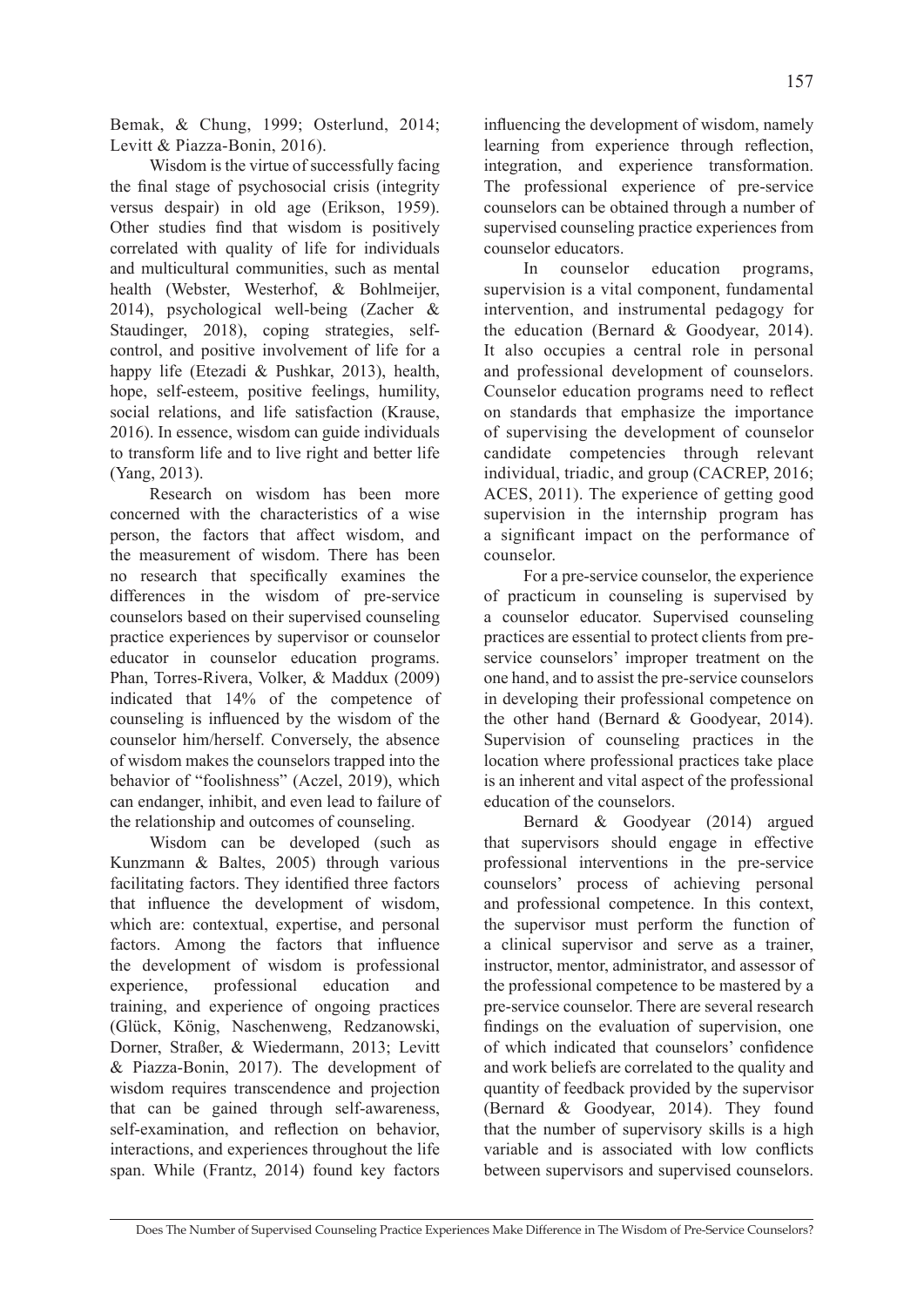Bemak, & Chung, 1999; Osterlund, 2014; Levitt & Piazza-Bonin, 2016).

Wisdom is the virtue of successfully facing the final stage of psychosocial crisis (integrity versus despair) in old age (Erikson, 1959). Other studies find that wisdom is positively correlated with quality of life for individuals and multicultural communities, such as mental health (Webster, Westerhof, & Bohlmeijer, 2014), psychological well-being (Zacher & Staudinger, 2018), coping strategies, self-control, and positive involvement of life for a happy life (Etezadi & Pushkar, 2013), health, hope, self-esteem, positive feelings, humility, social relations, and life satisfaction (Krause, 2016). In essence, wisdom can guide individuals to transform life and to live right and better life (Yang, 2013).

Research on wisdom has been more concerned with the characteristics of a wise person, the factors that affect wisdom, and the measurement of wisdom. There has been no research that specifically examines the differences in the wisdom of pre-service counselors based on their supervised counseling practice experiences by supervisor or counselor educator in counselor education programs. Phan, Torres-Rivera, Volker, & Maddux (2009) indicated that 14% of the competence of counseling is influenced by the wisdom of the counselor him/herself. Conversely, the absence of wisdom makes the counselors trapped into the behavior of "foolishness" (Aczel, 2019), which can endanger, inhibit, and even lead to failure of the relationship and outcomes of counseling.

Wisdom can be developed (such as Kunzmann & Baltes, 2005) through various facilitating factors. They identified three factors that influence the development of wisdom, which are: contextual, expertise, and personal factors. Among the factors that influence the development of wisdom is professional experience, professional education and training, and experience of ongoing practices (Glück, König, Naschenweng, Redzanowski, Dorner, Straßer, & Wiedermann, 2013; Levitt & Piazza-Bonin, 2017). The development of wisdom requires transcendence and projection that can be gained through self-awareness, self-examination, and reflection on behavior, interactions, and experiences throughout the life span. While (Frantz, 2014) found key factors influencing the development of wisdom, namely learning from experience through reflection, integration, and experience transformation. The professional experience of pre-service counselors can be obtained through a number of supervised counseling practice experiences from counselor educators.

In counselor education programs, supervision is a vital component, fundamental intervention, and instrumental pedagogy for the education (Bernard & Goodyear, 2014). It also occupies a central role in personal and professional development of counselors. Counselor education programs need to reflect on standards that emphasize the importance of supervising the development of counselor candidate competencies through relevant individual, triadic, and group (CACREP, 2016; ACES, 2011). The experience of getting good supervision in the internship program has a significant impact on the performance of counselor.

For a pre-service counselor, the experience of practicum in counseling is supervised by a counselor educator. Supervised counseling practices are essential to protect clients from pre-service counselors' improper treatment on the one hand, and to assist the pre-service counselors in developing their professional competence on the other hand (Bernard & Goodyear, 2014). Supervision of counseling practices in the location where professional practices take place is an inherent and vital aspect of the professional education of the counselors.

Bernard & Goodyear (2014) argued that supervisors should engage in effective professional interventions in the pre-service counselors' process of achieving personal and professional competence. In this context, the supervisor must perform the function of a clinical supervisor and serve as a trainer, instructor, mentor, administrator, and assessor of the professional competence to be mastered by a pre-service counselor. There are several research findings on the evaluation of supervision, one of which indicated that counselors' confidence and work beliefs are correlated to the quality and quantity of feedback provided by the supervisor (Bernard & Goodyear, 2014). They found that the number of supervisory skills is a high variable and is associated with low conflicts between supervisors and supervised counselors.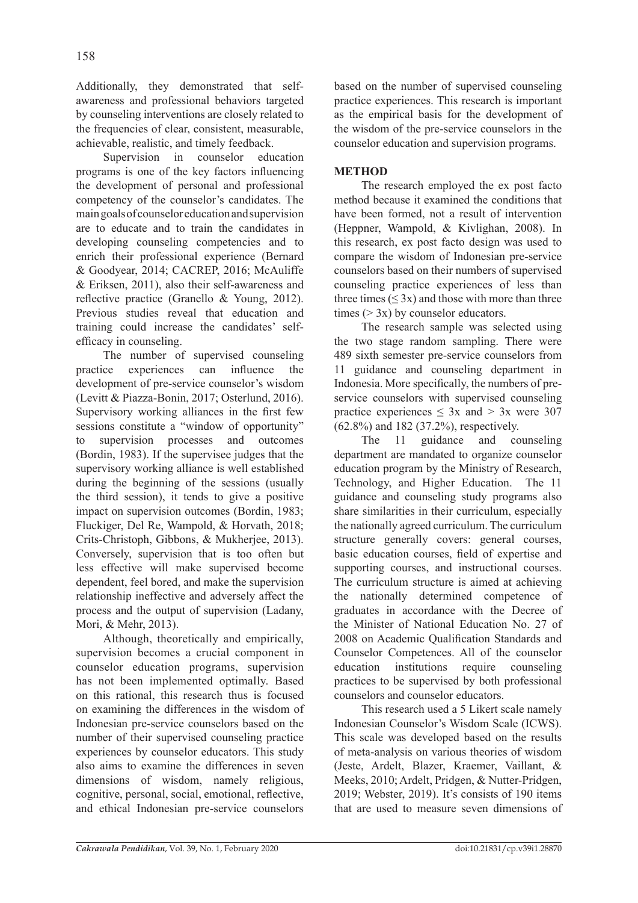Additionally, they demonstrated that self-awareness and professional behaviors targeted by counseling interventions are closely related to the frequencies of clear, consistent, measurable, achievable, realistic, and timely feedback.

Supervision in counselor education programs is one of the key factors influencing the development of personal and professional competency of the counselor's candidates. The main goals of counselor education and supervision are to educate and to train the candidates in developing counseling competencies and to enrich their professional experience (Bernard & Goodyear, 2014; CACREP, 2016; McAuliffe & Eriksen, 2011), also their self-awareness and reflective practice (Granello & Young, 2012). Previous studies reveal that education and training could increase the candidates' self-efficacy in counseling.

The number of supervised counseling practice experiences can influence the development of pre-service counselor's wisdom (Levitt & Piazza-Bonin, 2017; Osterlund, 2016). Supervisory working alliances in the first few sessions constitute a "window of opportunity" to supervision processes and outcomes (Bordin, 1983). If the supervisee judges that the supervisory working alliance is well established during the beginning of the sessions (usually the third session), it tends to give a positive impact on supervision outcomes (Bordin, 1983; Fluckiger, Del Re, Wampold, & Horvath, 2018; Crits-Christoph, Gibbons, & Mukherjee, 2013). Conversely, supervision that is too often but less effective will make supervised become dependent, feel bored, and make the supervision relationship ineffective and adversely affect the process and the output of supervision (Ladany, Mori, & Mehr, 2013).

Although, theoretically and empirically, supervision becomes a crucial component in counselor education programs, supervision has not been implemented optimally. Based on this rational, this research thus is focused on examining the differences in the wisdom of Indonesian pre-service counselors based on the number of their supervised counseling practice experiences by counselor educators. This study also aims to examine the differences in seven dimensions of wisdom, namely religious, cognitive, personal, social, emotional, reflective, and ethical Indonesian pre-service counselors based on the number of supervised counseling practice experiences. This research is important as the empirical basis for the development of the wisdom of the pre-service counselors in the counselor education and supervision programs.

## METHOD

The research employed the ex post facto method because it examined the conditions that have been formed, not a result of intervention (Heppner, Wampold, & Kivlighan, 2008). In this research, ex post facto design was used to compare the wisdom of Indonesian pre-service counselors based on their numbers of supervised counseling practice experiences of less than three times ($\leq 3x$) and those with more than three times ($> 3x$) by counselor educators.

The research sample was selected using the two stage random sampling. There were 489 sixth semester pre-service counselors from 11 guidance and counseling department in Indonesia. More specifically, the numbers of pre-service counselors with supervised counseling practice experiences $\leq 3x$ and $> 3x$ were 307 (62.8%) and 182 (37.2%), respectively.

The 11 guidance and counseling department are mandated to organize counselor education program by the Ministry of Research, Technology, and Higher Education. The 11 guidance and counseling study programs also share similarities in their curriculum, especially the nationally agreed curriculum. The curriculum structure generally covers: general courses, basic education courses, field of expertise and supporting courses, and instructional courses. The curriculum structure is aimed at achieving the nationally determined competence of graduates in accordance with the Decree of the Minister of National Education No. 27 of 2008 on Academic Qualification Standards and Counselor Competences. All of the counselor education institutions require counseling practices to be supervised by both professional counselors and counselor educators.

This research used a 5 Likert scale namely Indonesian Counselor's Wisdom Scale (ICWS). This scale was developed based on the results of meta-analysis on various theories of wisdom (Jeste, Ardelt, Blazer, Kraemer, Vaillant, & Meeks, 2010; Ardelt, Pridgen, & Nutter-Pridgen, 2019; Webster, 2019). It's consists of 190 items that are used to measure seven dimensions of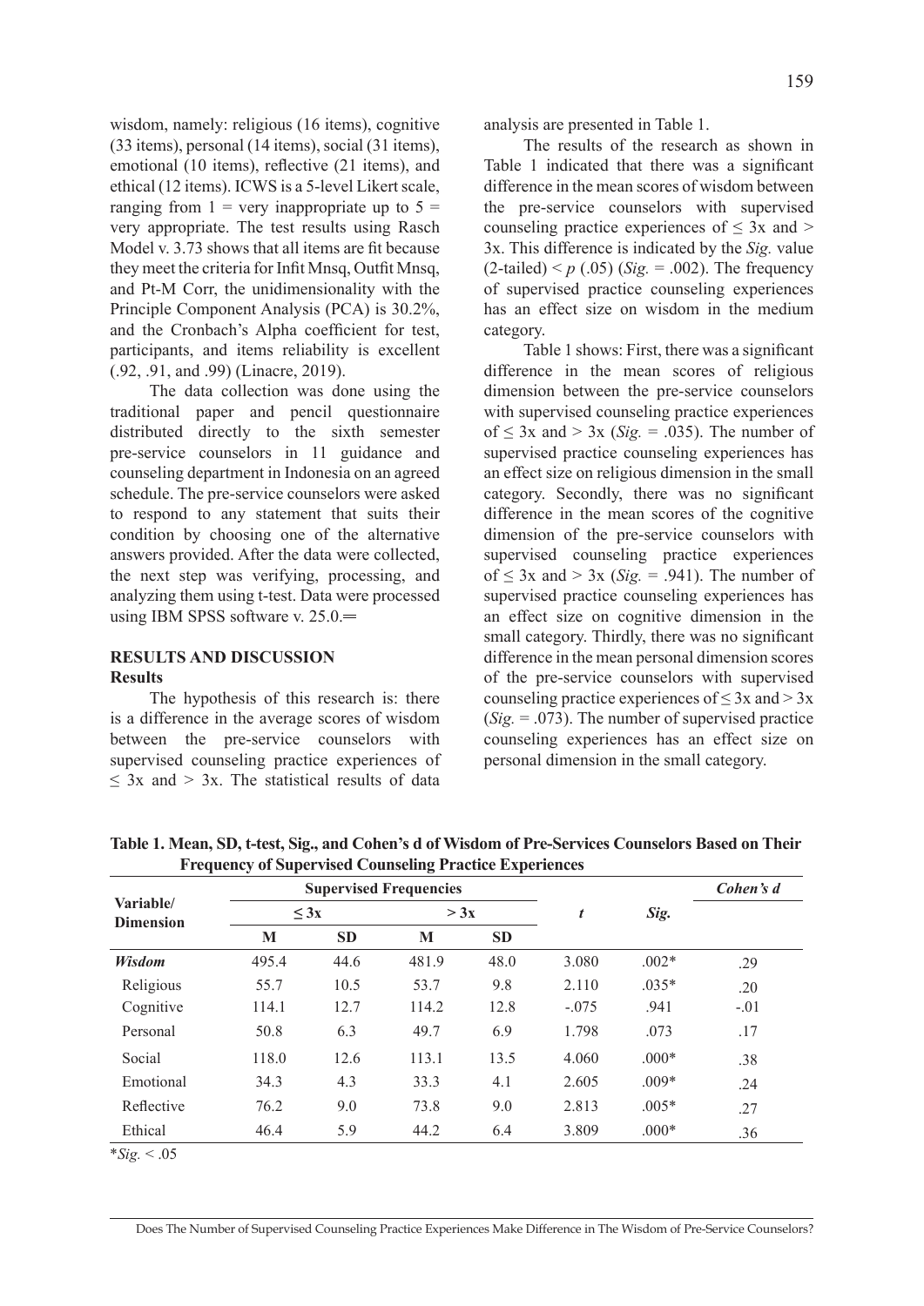wisdom, namely: religious (16 items), cognitive (33 items), personal (14 items), social (31 items), emotional (10 items), reflective (21 items), and ethical (12 items). ICWS is a 5-level Likert scale, ranging from 1 = very inappropriate up to 5 = very appropriate. The test results using Rasch Model v. 3.73 shows that all items are fit because they meet the criteria for Infit Mnsq, Outfit Mnsq, and Pt-M Corr, the unidimensionality with the Principle Component Analysis (PCA) is 30.2%, and the Cronbach's Alpha coefficient for test, participants, and items reliability is excellent (.92, .91, and .99) (Linacre, 2019).

The data collection was done using the traditional paper and pencil questionnaire distributed directly to the sixth semester pre-service counselors in 11 guidance and counseling department in Indonesia on an agreed schedule. The pre-service counselors were asked to respond to any statement that suits their condition by choosing one of the alternative answers provided. After the data were collected, the next step was verifying, processing, and analyzing them using t-test. Data were processed using IBM SPSS software v. 25.0.═

## RESULTS AND DISCUSSION

### Results

The hypothesis of this research is: there is a difference in the average scores of wisdom between the pre-service counselors with supervised counseling practice experiences of $\leq$ 3x and > 3x. The statistical results of data analysis are presented in Table 1.

The results of the research as shown in Table 1 indicated that there was a significant difference in the mean scores of wisdom between the pre-service counselors with supervised counseling practice experiences of $\leq$ 3x and > 3x. This difference is indicated by the *Sig.* value (2-tailed) < *p* (.05) (*Sig.* = .002). The frequency of supervised practice counseling experiences has an effect size on wisdom in the medium category.

Table 1 shows: First, there was a significant difference in the mean scores of religious dimension between the pre-service counselors with supervised counseling practice experiences of $\leq$ 3x and > 3x (*Sig.* = .035). The number of supervised practice counseling experiences has an effect size on religious dimension in the small category. Secondly, there was no significant difference in the mean scores of the cognitive dimension of the pre-service counselors with supervised counseling practice experiences of $\leq$ 3x and > 3x (*Sig.* = .941). The number of supervised practice counseling experiences has an effect size on cognitive dimension in the small category. Thirdly, there was no significant difference in the mean personal dimension scores of the pre-service counselors with supervised counseling practice experiences of $\leq$ 3x and > 3x (*Sig.* = .073). The number of supervised practice counseling experiences has an effect size on personal dimension in the small category.

**Table 1. Mean, SD, t-test, Sig., and Cohen's d of Wisdom of Pre-Services Counselors Based on Their Frequency of Supervised Counseling Practice Experiences**

| Variable/ Dimension | Supervised Frequencies | | | | *t* | *Sig.* | *Cohen's d* |
|---|---|---|---|---|---|---|---|
| | $\leq$ 3x | | > 3x | | | | |
| | M | SD | M | SD | | | |
| ***Wisdom*** | 495.4 | 44.6 | 481.9 | 48.0 | 3.080 | .002* | .29 |
| Religious | 55.7 | 10.5 | 53.7 | 9.8 | 2.110 | .035* | .20 |
| Cognitive | 114.1 | 12.7 | 114.2 | 12.8 | -.075 | .941 | -.01 |
| Personal | 50.8 | 6.3 | 49.7 | 6.9 | 1.798 | .073 | .17 |
| Social | 118.0 | 12.6 | 113.1 | 13.5 | 4.060 | .000* | .38 |
| Emotional | 34.3 | 4.3 | 33.3 | 4.1 | 2.605 | .009* | .24 |
| Reflective | 76.2 | 9.0 | 73.8 | 9.0 | 2.813 | .005* | .27 |
| Ethical | 46.4 | 5.9 | 44.2 | 6.4 | 3.809 | .000* | .36 |

**Sig.* < .05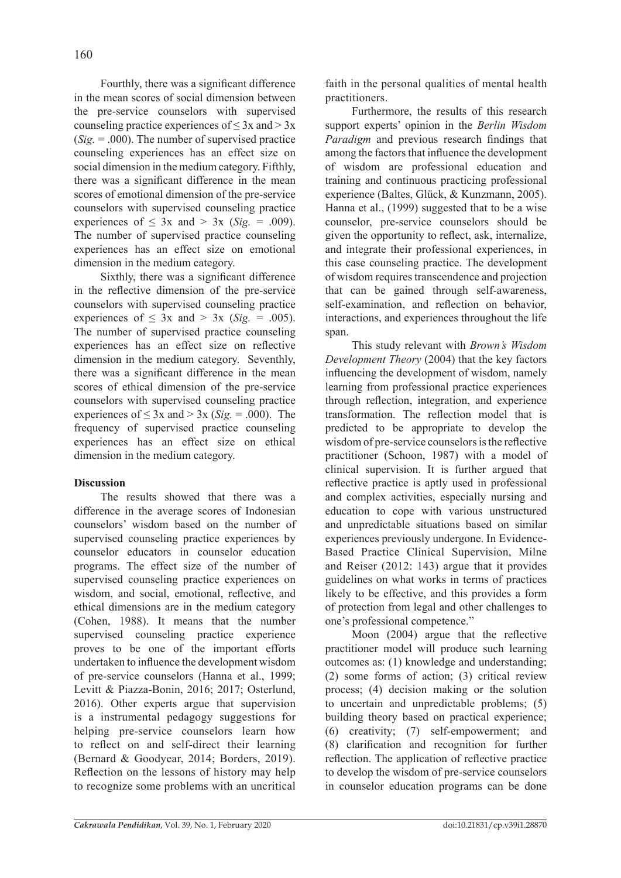Fourthly, there was a significant difference in the mean scores of social dimension between the pre-service counselors with supervised counseling practice experiences of $\leq 3x$ and $> 3x$ (*Sig.* = .000). The number of supervised practice counseling experiences has an effect size on social dimension in the medium category. Fifthly, there was a significant difference in the mean scores of emotional dimension of the pre-service counselors with supervised counseling practice experiences of $\leq 3x$ and $> 3x$ (*Sig.* = .009). The number of supervised practice counseling experiences has an effect size on emotional dimension in the medium category.

Sixthly, there was a significant difference in the reflective dimension of the pre-service counselors with supervised counseling practice experiences of $\leq 3x$ and $> 3x$ (*Sig.* = .005). The number of supervised practice counseling experiences has an effect size on reflective dimension in the medium category. Seventhly, there was a significant difference in the mean scores of ethical dimension of the pre-service counselors with supervised counseling practice experiences of $\leq 3x$ and $> 3x$ (*Sig.* = .000). The frequency of supervised practice counseling experiences has an effect size on ethical dimension in the medium category.

**Discussion**

The results showed that there was a difference in the average scores of Indonesian counselors' wisdom based on the number of supervised counseling practice experiences by counselor educators in counselor education programs. The effect size of the number of supervised counseling practice experiences on wisdom, and social, emotional, reflective, and ethical dimensions are in the medium category (Cohen, 1988). It means that the number supervised counseling practice experience proves to be one of the important efforts undertaken to influence the development wisdom of pre-service counselors (Hanna et al., 1999; Levitt & Piazza-Bonin, 2016; 2017; Osterlund, 2016). Other experts argue that supervision is a instrumental pedagogy suggestions for helping pre-service counselors learn how to reflect on and self-direct their learning (Bernard & Goodyear, 2014; Borders, 2019). Reflection on the lessons of history may help to recognize some problems with an uncritical faith in the personal qualities of mental health practitioners.

Furthermore, the results of this research support experts' opinion in the *Berlin Wisdom Paradigm* and previous research findings that among the factors that influence the development of wisdom are professional education and training and continuous practicing professional experience (Baltes, Glück, & Kunzmann, 2005). Hanna et al., (1999) suggested that to be a wise counselor, pre-service counselors should be given the opportunity to reflect, ask, internalize, and integrate their professional experiences, in this case counseling practice. The development of wisdom requires transcendence and projection that can be gained through self-awareness, self-examination, and reflection on behavior, interactions, and experiences throughout the life span.

This study relevant with *Brown's Wisdom Development Theory* (2004) that the key factors influencing the development of wisdom, namely learning from professional practice experiences through reflection, integration, and experience transformation. The reflection model that is predicted to be appropriate to develop the wisdom of pre-service counselors is the reflective practitioner (Schoon, 1987) with a model of clinical supervision. It is further argued that reflective practice is aptly used in professional and complex activities, especially nursing and education to cope with various unstructured and unpredictable situations based on similar experiences previously undergone. In Evidence-Based Practice Clinical Supervision, Milne and Reiser (2012: 143) argue that it provides guidelines on what works in terms of practices likely to be effective, and this provides a form of protection from legal and other challenges to one's professional competence."

Moon (2004) argue that the reflective practitioner model will produce such learning outcomes as: (1) knowledge and understanding; (2) some forms of action; (3) critical review process; (4) decision making or the solution to uncertain and unpredictable problems; (5) building theory based on practical experience; (6) creativity; (7) self-empowerment; and (8) clarification and recognition for further reflection. The application of reflective practice to develop the wisdom of pre-service counselors in counselor education programs can be done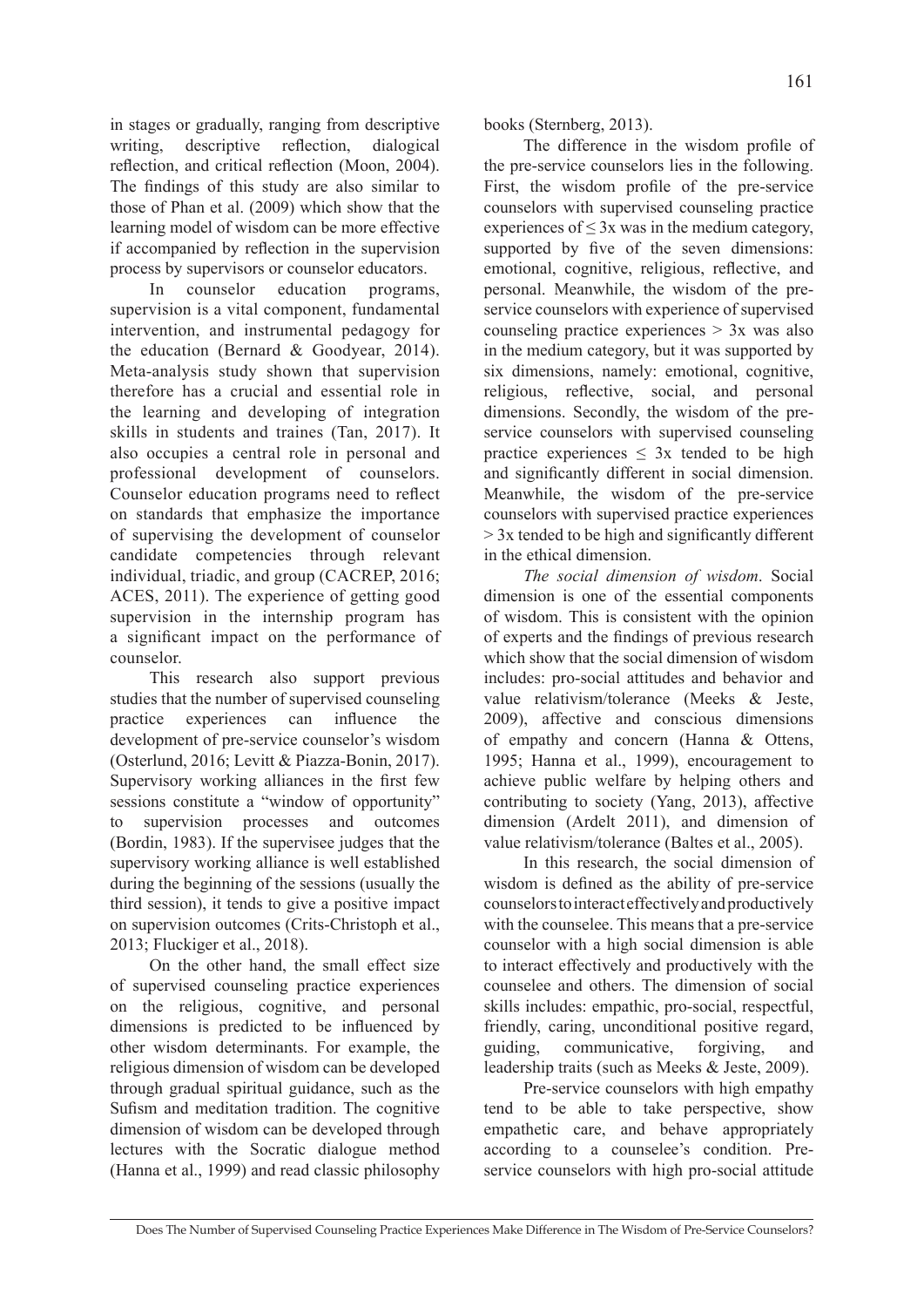in stages or gradually, ranging from descriptive writing, descriptive reflection, dialogical reflection, and critical reflection (Moon, 2004). The findings of this study are also similar to those of Phan et al. (2009) which show that the learning model of wisdom can be more effective if accompanied by reflection in the supervision process by supervisors or counselor educators.

In counselor education programs, supervision is a vital component, fundamental intervention, and instrumental pedagogy for the education (Bernard & Goodyear, 2014). Meta-analysis study shown that supervision therefore has a crucial and essential role in the learning and developing of integration skills in students and traines (Tan, 2017). It also occupies a central role in personal and professional development of counselors. Counselor education programs need to reflect on standards that emphasize the importance of supervising the development of counselor candidate competencies through relevant individual, triadic, and group (CACREP, 2016; ACES, 2011). The experience of getting good supervision in the internship program has a significant impact on the performance of counselor.

This research also support previous studies that the number of supervised counseling practice experiences can influence the development of pre-service counselor's wisdom (Osterlund, 2016; Levitt & Piazza-Bonin, 2017). Supervisory working alliances in the first few sessions constitute a "window of opportunity" to supervision processes and outcomes (Bordin, 1983). If the supervisee judges that the supervisory working alliance is well established during the beginning of the sessions (usually the third session), it tends to give a positive impact on supervision outcomes (Crits-Christoph et al., 2013; Fluckiger et al., 2018).

On the other hand, the small effect size of supervised counseling practice experiences on the religious, cognitive, and personal dimensions is predicted to be influenced by other wisdom determinants. For example, the religious dimension of wisdom can be developed through gradual spiritual guidance, such as the Sufism and meditation tradition. The cognitive dimension of wisdom can be developed through lectures with the Socratic dialogue method (Hanna et al., 1999) and read classic philosophy books (Sternberg, 2013).

The difference in the wisdom profile of the pre-service counselors lies in the following. First, the wisdom profile of the pre-service counselors with supervised counseling practice experiences of $\leq 3x$ was in the medium category, supported by five of the seven dimensions: emotional, cognitive, religious, reflective, and personal. Meanwhile, the wisdom of the pre-service counselors with experience of supervised counseling practice experiences $> 3x$ was also in the medium category, but it was supported by six dimensions, namely: emotional, cognitive, religious, reflective, social, and personal dimensions. Secondly, the wisdom of the pre-service counselors with supervised counseling practice experiences $\leq 3x$ tended to be high and significantly different in social dimension. Meanwhile, the wisdom of the pre-service counselors with supervised practice experiences $> 3x$ tended to be high and significantly different in the ethical dimension.

*The social dimension of wisdom*. Social dimension is one of the essential components of wisdom. This is consistent with the opinion of experts and the findings of previous research which show that the social dimension of wisdom includes: pro-social attitudes and behavior and value relativism/tolerance (Meeks & Jeste, 2009), affective and conscious dimensions of empathy and concern (Hanna & Ottens, 1995; Hanna et al., 1999), encouragement to achieve public welfare by helping others and contributing to society (Yang, 2013), affective dimension (Ardelt 2011), and dimension of value relativism/tolerance (Baltes et al., 2005).

In this research, the social dimension of wisdom is defined as the ability of pre-service counselors to interact effectively and productively with the counselee. This means that a pre-service counselor with a high social dimension is able to interact effectively and productively with the counselee and others. The dimension of social skills includes: empathic, pro-social, respectful, friendly, caring, unconditional positive regard, guiding, communicative, forgiving, and leadership traits (such as Meeks & Jeste, 2009).

Pre-service counselors with high empathy tend to be able to take perspective, show empathetic care, and behave appropriately according to a counselee's condition. Pre-service counselors with high pro-social attitude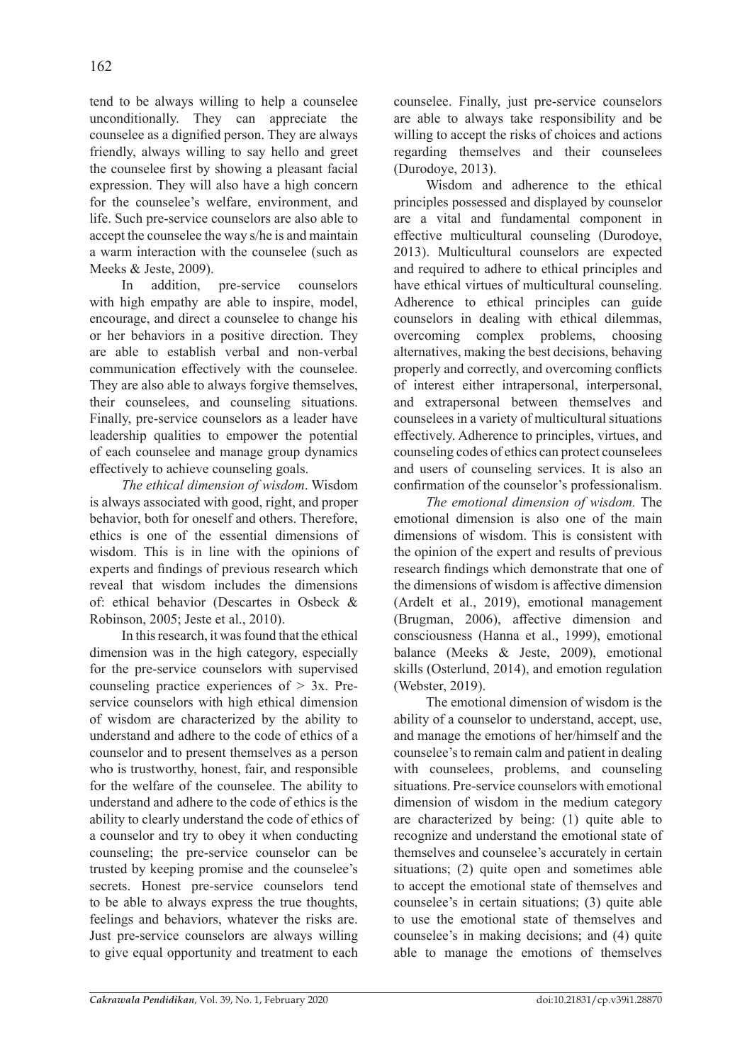tend to be always willing to help a counselee unconditionally. They can appreciate the counselee as a dignified person. They are always friendly, always willing to say hello and greet the counselee first by showing a pleasant facial expression. They will also have a high concern for the counselee's welfare, environment, and life. Such pre-service counselors are also able to accept the counselee the way s/he is and maintain a warm interaction with the counselee (such as Meeks & Jeste, 2009).

In addition, pre-service counselors with high empathy are able to inspire, model, encourage, and direct a counselee to change his or her behaviors in a positive direction. They are able to establish verbal and non-verbal communication effectively with the counselee. They are also able to always forgive themselves, their counselees, and counseling situations. Finally, pre-service counselors as a leader have leadership qualities to empower the potential of each counselee and manage group dynamics effectively to achieve counseling goals.

*The ethical dimension of wisdom*. Wisdom is always associated with good, right, and proper behavior, both for oneself and others. Therefore, ethics is one of the essential dimensions of wisdom. This is in line with the opinions of experts and findings of previous research which reveal that wisdom includes the dimensions of: ethical behavior (Descartes in Osbeck & Robinson, 2005; Jeste et al., 2010).

In this research, it was found that the ethical dimension was in the high category, especially for the pre-service counselors with supervised counseling practice experiences of > 3x. Pre-service counselors with high ethical dimension of wisdom are characterized by the ability to understand and adhere to the code of ethics of a counselor and to present themselves as a person who is trustworthy, honest, fair, and responsible for the welfare of the counselee. The ability to understand and adhere to the code of ethics is the ability to clearly understand the code of ethics of a counselor and try to obey it when conducting counseling; the pre-service counselor can be trusted by keeping promise and the counselee's secrets. Honest pre-service counselors tend to be able to always express the true thoughts, feelings and behaviors, whatever the risks are. Just pre-service counselors are always willing to give equal opportunity and treatment to each counselee. Finally, just pre-service counselors are able to always take responsibility and be willing to accept the risks of choices and actions regarding themselves and their counselees (Durodoye, 2013).

Wisdom and adherence to the ethical principles possessed and displayed by counselor are a vital and fundamental component in effective multicultural counseling (Durodoye, 2013). Multicultural counselors are expected and required to adhere to ethical principles and have ethical virtues of multicultural counseling. Adherence to ethical principles can guide counselors in dealing with ethical dilemmas, overcoming complex problems, choosing alternatives, making the best decisions, behaving properly and correctly, and overcoming conflicts of interest either intrapersonal, interpersonal, and extrapersonal between themselves and counselees in a variety of multicultural situations effectively. Adherence to principles, virtues, and counseling codes of ethics can protect counselees and users of counseling services. It is also an confirmation of the counselor's professionalism.

*The emotional dimension of wisdom.* The emotional dimension is also one of the main dimensions of wisdom. This is consistent with the opinion of the expert and results of previous research findings which demonstrate that one of the dimensions of wisdom is affective dimension (Ardelt et al., 2019), emotional management (Brugman, 2006), affective dimension and consciousness (Hanna et al., 1999), emotional balance (Meeks & Jeste, 2009), emotional skills (Osterlund, 2014), and emotion regulation (Webster, 2019).

The emotional dimension of wisdom is the ability of a counselor to understand, accept, use, and manage the emotions of her/himself and the counselee's to remain calm and patient in dealing with counselees, problems, and counseling situations. Pre-service counselors with emotional dimension of wisdom in the medium category are characterized by being: (1) quite able to recognize and understand the emotional state of themselves and counselee's accurately in certain situations; (2) quite open and sometimes able to accept the emotional state of themselves and counselee's in certain situations; (3) quite able to use the emotional state of themselves and counselee's in making decisions; and (4) quite able to manage the emotions of themselves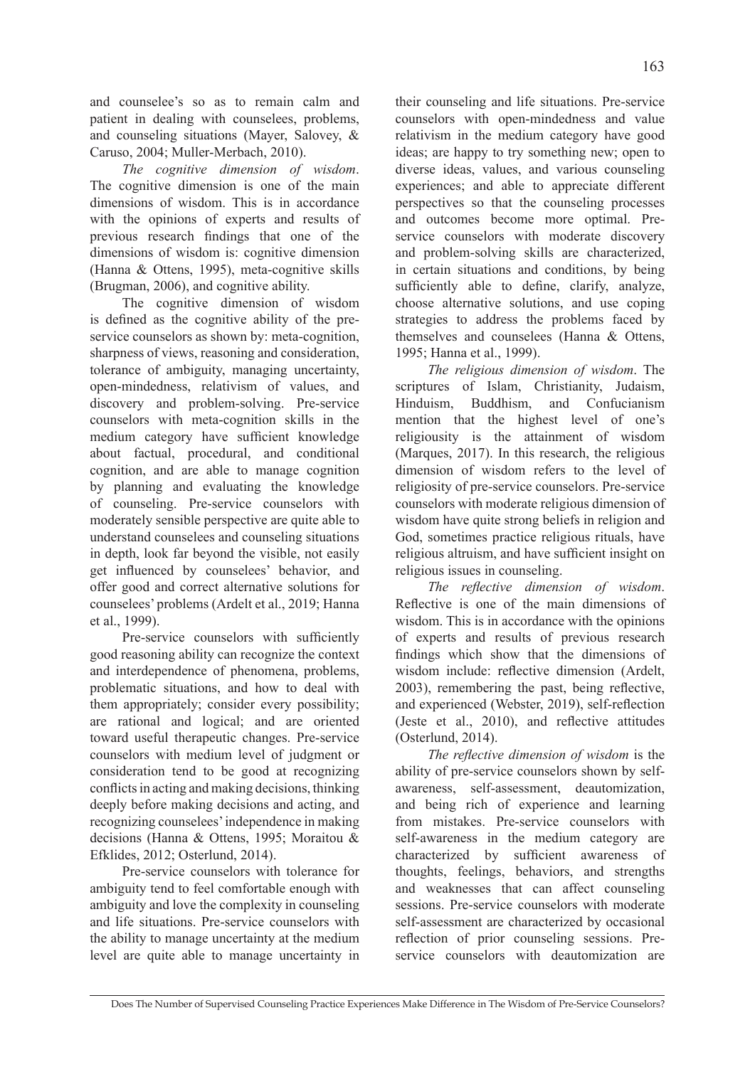and counselee's so as to remain calm and patient in dealing with counselees, problems, and counseling situations (Mayer, Salovey, & Caruso, 2004; Muller-Merbach, 2010).

*The cognitive dimension of wisdom*. The cognitive dimension is one of the main dimensions of wisdom. This is in accordance with the opinions of experts and results of previous research findings that one of the dimensions of wisdom is: cognitive dimension (Hanna & Ottens, 1995), meta-cognitive skills (Brugman, 2006), and cognitive ability.

The cognitive dimension of wisdom is defined as the cognitive ability of the pre-service counselors as shown by: meta-cognition, sharpness of views, reasoning and consideration, tolerance of ambiguity, managing uncertainty, open-mindedness, relativism of values, and discovery and problem-solving. Pre-service counselors with meta-cognition skills in the medium category have sufficient knowledge about factual, procedural, and conditional cognition, and are able to manage cognition by planning and evaluating the knowledge of counseling. Pre-service counselors with moderately sensible perspective are quite able to understand counselees and counseling situations in depth, look far beyond the visible, not easily get influenced by counselees' behavior, and offer good and correct alternative solutions for counselees' problems (Ardelt et al., 2019; Hanna et al., 1999).

Pre-service counselors with sufficiently good reasoning ability can recognize the context and interdependence of phenomena, problems, problematic situations, and how to deal with them appropriately; consider every possibility; are rational and logical; and are oriented toward useful therapeutic changes. Pre-service counselors with medium level of judgment or consideration tend to be good at recognizing conflicts in acting and making decisions, thinking deeply before making decisions and acting, and recognizing counselees' independence in making decisions (Hanna & Ottens, 1995; Moraitou & Efklides, 2012; Osterlund, 2014).

Pre-service counselors with tolerance for ambiguity tend to feel comfortable enough with ambiguity and love the complexity in counseling and life situations. Pre-service counselors with the ability to manage uncertainty at the medium level are quite able to manage uncertainty in their counseling and life situations. Pre-service counselors with open-mindedness and value relativism in the medium category have good ideas; are happy to try something new; open to diverse ideas, values, and various counseling experiences; and able to appreciate different perspectives so that the counseling processes and outcomes become more optimal. Pre-service counselors with moderate discovery and problem-solving skills are characterized, in certain situations and conditions, by being sufficiently able to define, clarify, analyze, choose alternative solutions, and use coping strategies to address the problems faced by themselves and counselees (Hanna & Ottens, 1995; Hanna et al., 1999).

*The religious dimension of wisdom*. The scriptures of Islam, Christianity, Judaism, Hinduism, Buddhism, and Confucianism mention that the highest level of one's religiousity is the attainment of wisdom (Marques, 2017). In this research, the religious dimension of wisdom refers to the level of religiosity of pre-service counselors. Pre-service counselors with moderate religious dimension of wisdom have quite strong beliefs in religion and God, sometimes practice religious rituals, have religious altruism, and have sufficient insight on religious issues in counseling.

*The reflective dimension of wisdom*. Reflective is one of the main dimensions of wisdom. This is in accordance with the opinions of experts and results of previous research findings which show that the dimensions of wisdom include: reflective dimension (Ardelt, 2003), remembering the past, being reflective, and experienced (Webster, 2019), self-reflection (Jeste et al., 2010), and reflective attitudes (Osterlund, 2014).

*The reflective dimension of wisdom* is the ability of pre-service counselors shown by self-awareness, self-assessment, deautomization, and being rich of experience and learning from mistakes. Pre-service counselors with self-awareness in the medium category are characterized by sufficient awareness of thoughts, feelings, behaviors, and strengths and weaknesses that can affect counseling sessions. Pre-service counselors with moderate self-assessment are characterized by occasional reflection of prior counseling sessions. Pre-service counselors with deautomization are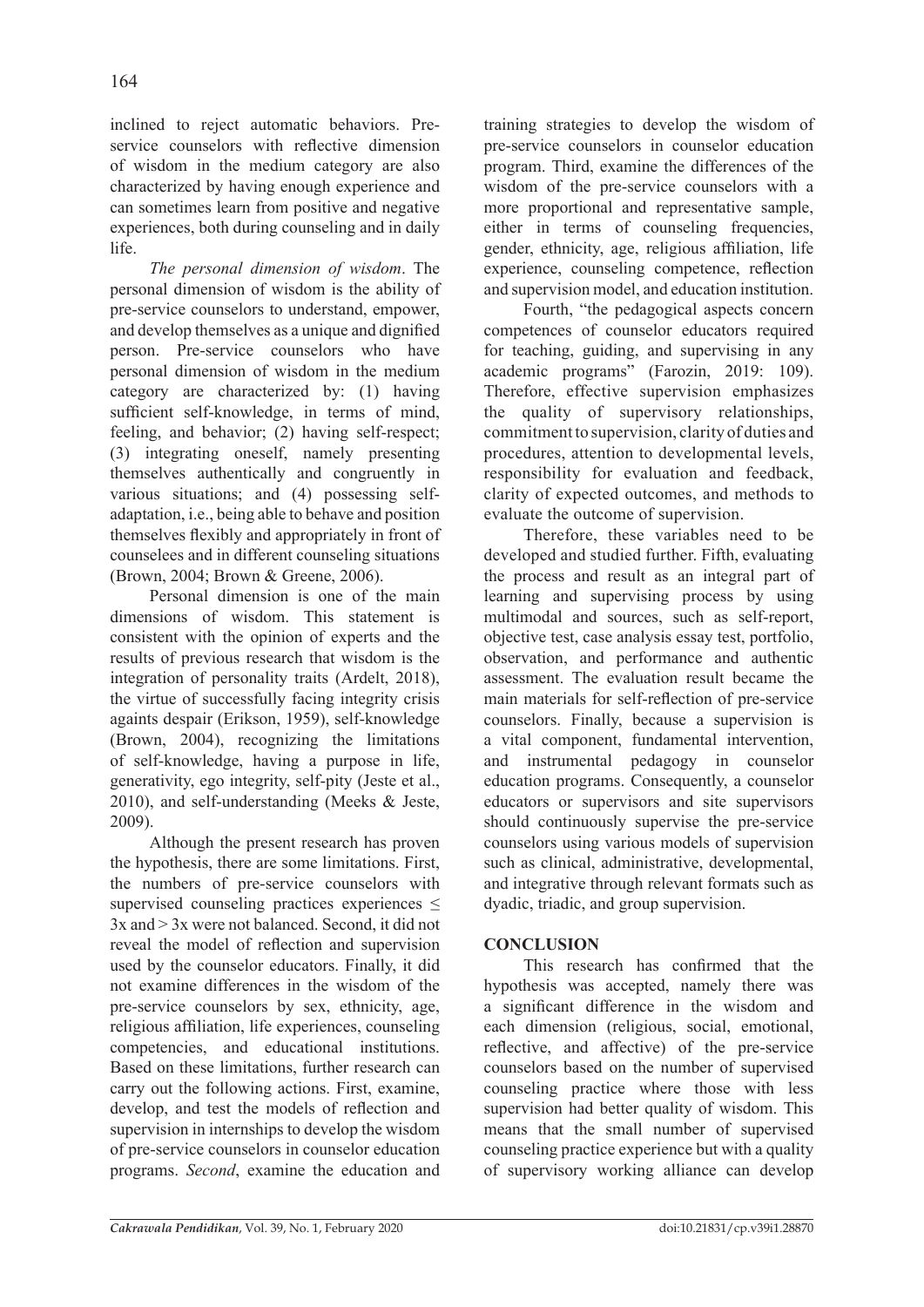inclined to reject automatic behaviors. Pre-service counselors with reflective dimension of wisdom in the medium category are also characterized by having enough experience and can sometimes learn from positive and negative experiences, both during counseling and in daily life.

*The personal dimension of wisdom*. The personal dimension of wisdom is the ability of pre-service counselors to understand, empower, and develop themselves as a unique and dignified person. Pre-service counselors who have personal dimension of wisdom in the medium category are characterized by: (1) having sufficient self-knowledge, in terms of mind, feeling, and behavior; (2) having self-respect; (3) integrating oneself, namely presenting themselves authentically and congruently in various situations; and (4) possessing self-adaptation, i.e., being able to behave and position themselves flexibly and appropriately in front of counselees and in different counseling situations (Brown, 2004; Brown & Greene, 2006).

Personal dimension is one of the main dimensions of wisdom. This statement is consistent with the opinion of experts and the results of previous research that wisdom is the integration of personality traits (Ardelt, 2018), the virtue of successfully facing integrity crisis againts despair (Erikson, 1959), self-knowledge (Brown, 2004), recognizing the limitations of self-knowledge, having a purpose in life, generativity, ego integrity, self-pity (Jeste et al., 2010), and self-understanding (Meeks & Jeste, 2009).

Although the present research has proven the hypothesis, there are some limitations. First, the numbers of pre-service counselors with supervised counseling practices experiences $\leq$ 3x and > 3x were not balanced. Second, it did not reveal the model of reflection and supervision used by the counselor educators. Finally, it did not examine differences in the wisdom of the pre-service counselors by sex, ethnicity, age, religious affiliation, life experiences, counseling competencies, and educational institutions. Based on these limitations, further research can carry out the following actions. First, examine, develop, and test the models of reflection and supervision in internships to develop the wisdom of pre-service counselors in counselor education programs. *Second*, examine the education and training strategies to develop the wisdom of pre-service counselors in counselor education program. Third, examine the differences of the wisdom of the pre-service counselors with a more proportional and representative sample, either in terms of counseling frequencies, gender, ethnicity, age, religious affiliation, life experience, counseling competence, reflection and supervision model, and education institution.

Fourth, "the pedagogical aspects concern competences of counselor educators required for teaching, guiding, and supervising in any academic programs" (Farozin, 2019: 109). Therefore, effective supervision emphasizes the quality of supervisory relationships, commitment to supervision, clarity of duties and procedures, attention to developmental levels, responsibility for evaluation and feedback, clarity of expected outcomes, and methods to evaluate the outcome of supervision.

Therefore, these variables need to be developed and studied further. Fifth, evaluating the process and result as an integral part of learning and supervising process by using multimodal and sources, such as self-report, objective test, case analysis essay test, portfolio, observation, and performance and authentic assessment. The evaluation result became the main materials for self-reflection of pre-service counselors. Finally, because a supervision is a vital component, fundamental intervention, and instrumental pedagogy in counselor education programs. Consequently, a counselor educators or supervisors and site supervisors should continuously supervise the pre-service counselors using various models of supervision such as clinical, administrative, developmental, and integrative through relevant formats such as dyadic, triadic, and group supervision.

## CONCLUSION

This research has confirmed that the hypothesis was accepted, namely there was a significant difference in the wisdom and each dimension (religious, social, emotional, reflective, and affective) of the pre-service counselors based on the number of supervised counseling practice where those with less supervision had better quality of wisdom. This means that the small number of supervised counseling practice experience but with a quality of supervisory working alliance can develop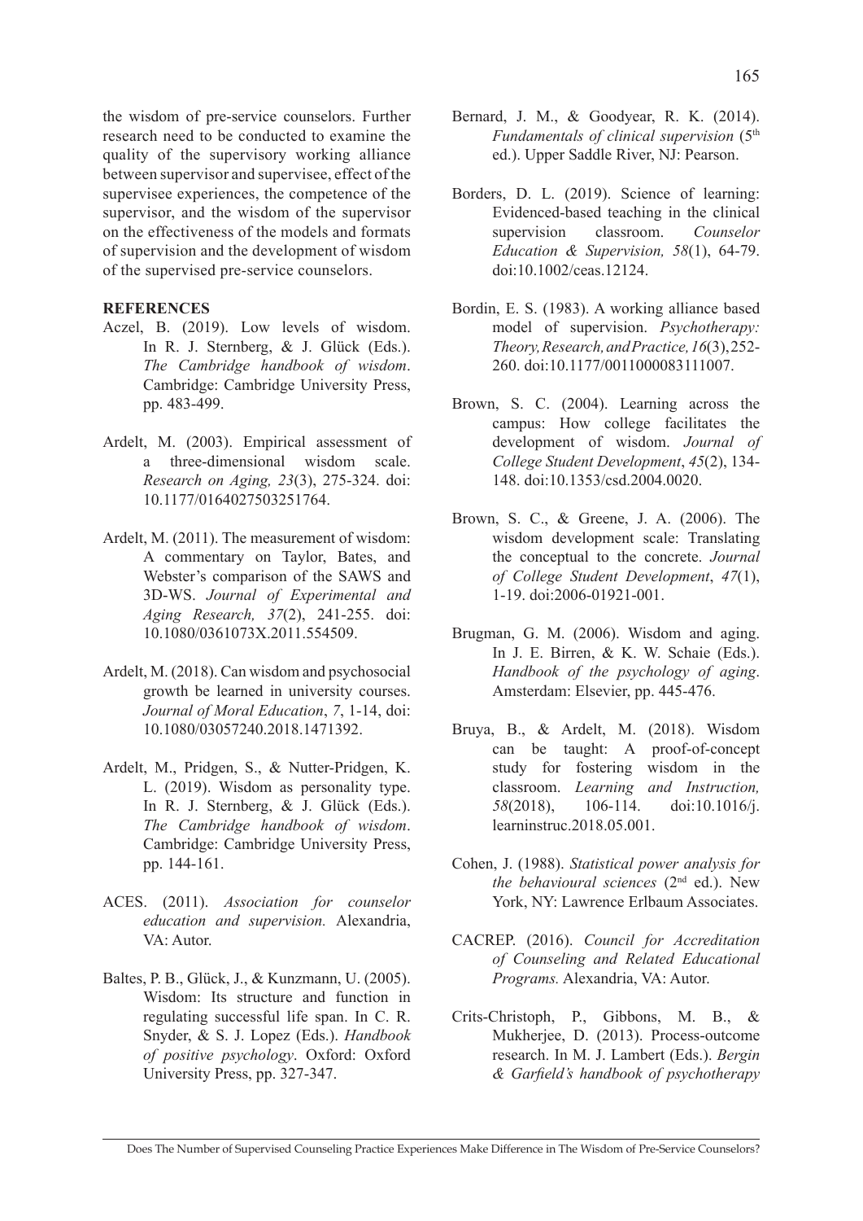the wisdom of pre-service counselors. Further research need to be conducted to examine the quality of the supervisory working alliance between supervisor and supervisee, effect of the supervisee experiences, the competence of the supervisor, and the wisdom of the supervisor on the effectiveness of the models and formats of supervision and the development of wisdom of the supervised pre-service counselors.

**REFERENCES**

Aczel, B. (2019). Low levels of wisdom. In R. J. Sternberg, & J. Glück (Eds.). *The Cambridge handbook of wisdom*. Cambridge: Cambridge University Press, pp. 483-499.

Ardelt, M. (2003). Empirical assessment of a three-dimensional wisdom scale. *Research on Aging, 23*(3), 275-324. doi: 10.1177/0164027503251764.

Ardelt, M. (2011). The measurement of wisdom: A commentary on Taylor, Bates, and Webster's comparison of the SAWS and 3D-WS. *Journal of Experimental and Aging Research, 37*(2), 241-255. doi: 10.1080/0361073X.2011.554509.

Ardelt, M. (2018). Can wisdom and psychosocial growth be learned in university courses. *Journal of Moral Education*, *7*, 1-14, doi: 10.1080/03057240.2018.1471392.

Ardelt, M., Pridgen, S., & Nutter-Pridgen, K. L. (2019). Wisdom as personality type. In R. J. Sternberg, & J. Glück (Eds.). *The Cambridge handbook of wisdom*. Cambridge: Cambridge University Press, pp. 144-161.

ACES. (2011). *Association for counselor education and supervision.* Alexandria, VA: Autor.

Baltes, P. B., Glück, J., & Kunzmann, U. (2005). Wisdom: Its structure and function in regulating successful life span. In C. R. Snyder, & S. J. Lopez (Eds.). *Handbook of positive psychology*. Oxford: Oxford University Press, pp. 327-347.

Bernard, J. M., & Goodyear, R. K. (2014). *Fundamentals of clinical supervision* (5th ed.). Upper Saddle River, NJ: Pearson.

Borders, D. L. (2019). Science of learning: Evidenced-based teaching in the clinical supervision classroom. *Counselor Education & Supervision, 58*(1), 64-79. doi:10.1002/ceas.12124.

Bordin, E. S. (1983). A working alliance based model of supervision. *Psychotherapy: Theory, Research, and Practice, 16*(3), 252-260. doi:10.1177/0011000083111007.

Brown, S. C. (2004). Learning across the campus: How college facilitates the development of wisdom. *Journal of College Student Development*, *45*(2), 134-148. doi:10.1353/csd.2004.0020.

Brown, S. C., & Greene, J. A. (2006). The wisdom development scale: Translating the conceptual to the concrete. *Journal of College Student Development*, *47*(1), 1-19. doi:2006-01921-001.

Brugman, G. M. (2006). Wisdom and aging. In J. E. Birren, & K. W. Schaie (Eds.). *Handbook of the psychology of aging*. Amsterdam: Elsevier, pp. 445-476.

Bruya, B., & Ardelt, M. (2018). Wisdom can be taught: A proof-of-concept study for fostering wisdom in the classroom. *Learning and Instruction, 58*(2018), 106-114. doi:10.1016/j.learninstruc.2018.05.001.

Cohen, J. (1988). *Statistical power analysis for the behavioural sciences* (2nd ed.). New York, NY: Lawrence Erlbaum Associates.

CACREP. (2016). *Council for Accreditation of Counseling and Related Educational Programs.* Alexandria, VA: Autor.

Crits-Christoph, P., Gibbons, M. B., & Mukherjee, D. (2013). Process-outcome research. In M. J. Lambert (Eds.). *Bergin & Garfield's handbook of psychotherapy*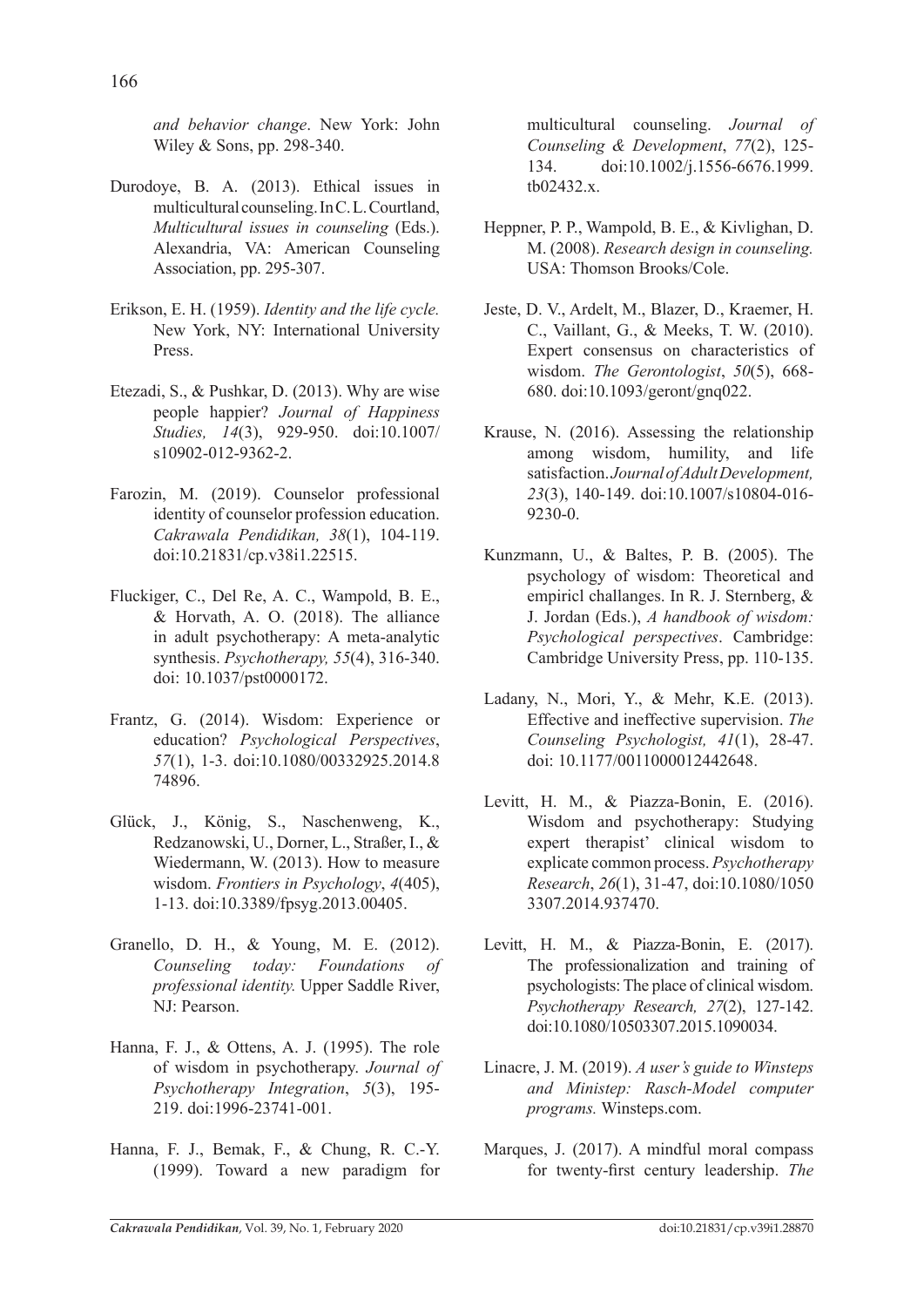*and behavior change*. New York: John Wiley & Sons, pp. 298-340.

Durodoye, B. A. (2013). Ethical issues in multicultural counseling. In C. L. Courtland, *Multicultural issues in counseling* (Eds.). Alexandria, VA: American Counseling Association, pp. 295-307.

Erikson, E. H. (1959). *Identity and the life cycle.* New York, NY: International University Press.

Etezadi, S., & Pushkar, D. (2013). Why are wise people happier? *Journal of Happiness Studies, 14*(3), 929-950. doi:10.1007/s10902-012-9362-2.

Farozin, M. (2019). Counselor professional identity of counselor profession education. *Cakrawala Pendidikan, 38*(1), 104-119. doi:10.21831/cp.v38i1.22515.

Fluckiger, C., Del Re, A. C., Wampold, B. E., & Horvath, A. O. (2018). The alliance in adult psychotherapy: A meta-analytic synthesis. *Psychotherapy, 55*(4), 316-340. doi: 10.1037/pst0000172.

Frantz, G. (2014). Wisdom: Experience or education? *Psychological Perspectives*, *57*(1), 1-3. doi:10.1080/00332925.2014.874896.

Glück, J., König, S., Naschenweng, K., Redzanowski, U., Dorner, L., Straßer, I., & Wiedermann, W. (2013). How to measure wisdom. *Frontiers in Psychology*, *4*(405), 1-13. doi:10.3389/fpsyg.2013.00405.

Granello, D. H., & Young, M. E. (2012). *Counseling today: Foundations of professional identity.* Upper Saddle River, NJ: Pearson.

Hanna, F. J., & Ottens, A. J. (1995). The role of wisdom in psychotherapy. *Journal of Psychotherapy Integration*, *5*(3), 195-219. doi:1996-23741-001.

Hanna, F. J., Bemak, F., & Chung, R. C.-Y. (1999). Toward a new paradigm for multicultural counseling. *Journal of Counseling & Development*, *77*(2), 125-134. doi:10.1002/j.1556-6676.1999.tb02432.x.

Heppner, P. P., Wampold, B. E., & Kivlighan, D. M. (2008). *Research design in counseling.* USA: Thomson Brooks/Cole.

Jeste, D. V., Ardelt, M., Blazer, D., Kraemer, H. C., Vaillant, G., & Meeks, T. W. (2010). Expert consensus on characteristics of wisdom. *The Gerontologist*, *50*(5), 668-680. doi:10.1093/geront/gnq022.

Krause, N. (2016). Assessing the relationship among wisdom, humility, and life satisfaction. *Journal of Adult Development, 23*(3), 140-149. doi:10.1007/s10804-016-9230-0.

Kunzmann, U., & Baltes, P. B. (2005). The psychology of wisdom: Theoretical and empiricl challanges. In R. J. Sternberg, & J. Jordan (Eds.), *A handbook of wisdom: Psychological perspectives*. Cambridge: Cambridge University Press, pp. 110-135.

Ladany, N., Mori, Y., & Mehr, K.E. (2013). Effective and ineffective supervision. *The Counseling Psychologist, 41*(1), 28-47. doi: 10.1177/0011000012442648.

Levitt, H. M., & Piazza-Bonin, E. (2016). Wisdom and psychotherapy: Studying expert therapist' clinical wisdom to explicate common process. *Psychotherapy Research*, *26*(1), 31-47, doi:10.1080/10503307.2014.937470.

Levitt, H. M., & Piazza-Bonin, E. (2017). The professionalization and training of psychologists: The place of clinical wisdom. *Psychotherapy Research, 27*(2), 127-142. doi:10.1080/10503307.2015.1090034.

Linacre, J. M. (2019). *A user's guide to Winsteps and Ministep: Rasch-Model computer programs.* Winsteps.com.

Marques, J. (2017). A mindful moral compass for twenty-first century leadership. *The*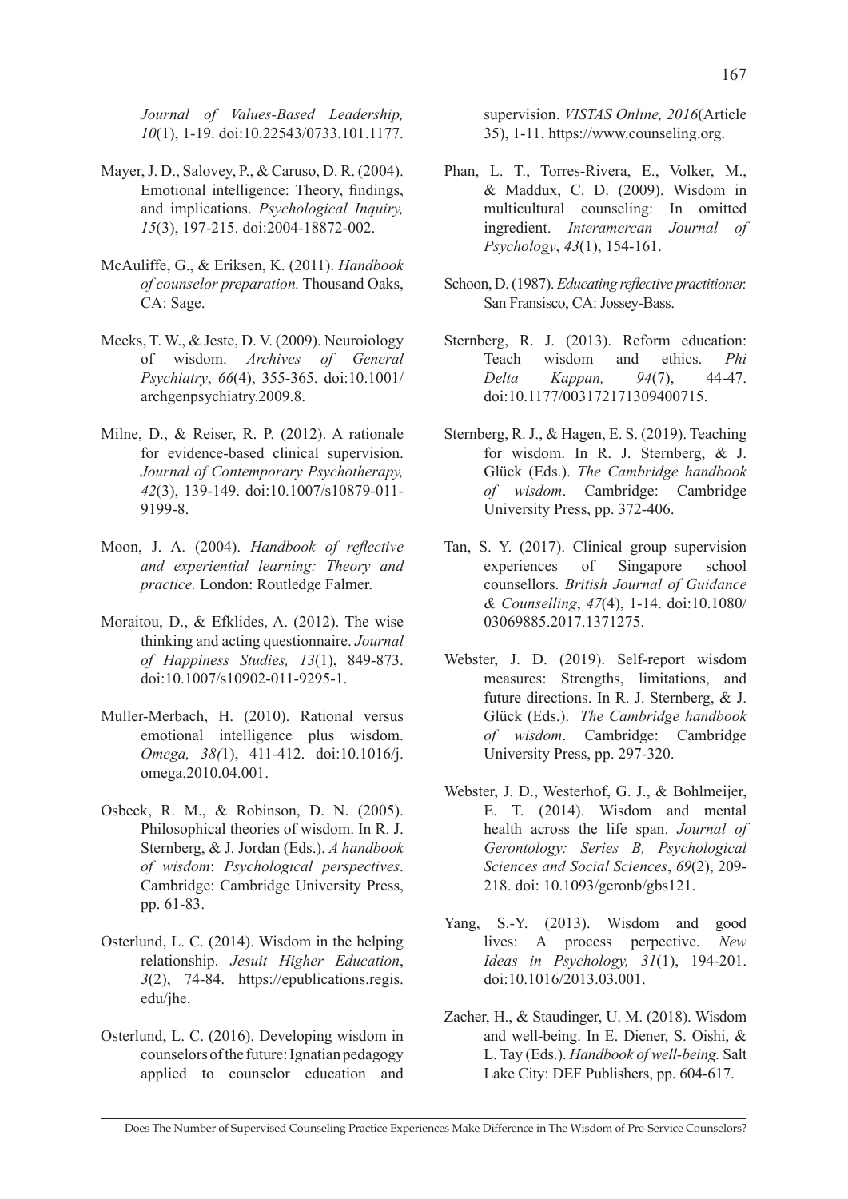*Journal of Values-Based Leadership, 10*(1), 1-19. doi:10.22543/0733.101.1177.

Mayer, J. D., Salovey, P., & Caruso, D. R. (2004). Emotional intelligence: Theory, findings, and implications. *Psychological Inquiry, 15*(3), 197-215. doi:2004-18872-002.

McAuliffe, G., & Eriksen, K. (2011). *Handbook of counselor preparation.* Thousand Oaks, CA: Sage.

Meeks, T. W., & Jeste, D. V. (2009). Neuroiology of wisdom. *Archives of General Psychiatry*, *66*(4), 355-365. doi:10.1001/archgenpsychiatry.2009.8.

Milne, D., & Reiser, R. P. (2012). A rationale for evidence-based clinical supervision. *Journal of Contemporary Psychotherapy, 42*(3), 139-149. doi:10.1007/s10879-011-9199-8.

Moon, J. A. (2004). *Handbook of reflective and experiential learning: Theory and practice.* London: Routledge Falmer.

Moraitou, D., & Efklides, A. (2012). The wise thinking and acting questionnaire. *Journal of Happiness Studies, 13*(1), 849-873. doi:10.1007/s10902-011-9295-1.

Muller-Merbach, H. (2010). Rational versus emotional intelligence plus wisdom. *Omega, 38(*1), 411-412. doi:10.1016/j.omega.2010.04.001.

Osbeck, R. M., & Robinson, D. N. (2005). Philosophical theories of wisdom. In R. J. Sternberg, & J. Jordan (Eds.). *A handbook of wisdom*: *Psychological perspectives*. Cambridge: Cambridge University Press, pp. 61-83.

Osterlund, L. C. (2014). Wisdom in the helping relationship. *Jesuit Higher Education*, *3*(2), 74-84. https://epublications.regis.edu/jhe.

Osterlund, L. C. (2016). Developing wisdom in counselors of the future: Ignatian pedagogy applied to counselor education and supervision. *VISTAS Online, 2016*(Article 35), 1-11. https://www.counseling.org.

Phan, L. T., Torres-Rivera, E., Volker, M., & Maddux, C. D. (2009). Wisdom in multicultural counseling: In omitted ingredient. *Interamercan Journal of Psychology*, *43*(1), 154-161.

Schoon, D. (1987). *Educating reflective practitioner.* San Fransisco, CA: Jossey-Bass.

Sternberg, R. J. (2013). Reform education: Teach wisdom and ethics. *Phi Delta Kappan, 94*(7), 44-47. doi:10.1177/003172171309400715.

Sternberg, R. J., & Hagen, E. S. (2019). Teaching for wisdom. In R. J. Sternberg, & J. Glück (Eds.). *The Cambridge handbook of wisdom*. Cambridge: Cambridge University Press, pp. 372-406.

Tan, S. Y. (2017). Clinical group supervision experiences of Singapore school counsellors. *British Journal of Guidance & Counselling*, *47*(4), 1-14. doi:10.1080/03069885.2017.1371275.

Webster, J. D. (2019). Self-report wisdom measures: Strengths, limitations, and future directions. In R. J. Sternberg, & J. Glück (Eds.). *The Cambridge handbook of wisdom*. Cambridge: Cambridge University Press, pp. 297-320.

Webster, J. D., Westerhof, G. J., & Bohlmeijer, E. T. (2014). Wisdom and mental health across the life span. *Journal of Gerontology: Series B, Psychological Sciences and Social Sciences*, *69*(2), 209-218. doi: 10.1093/geronb/gbs121.

Yang, S.-Y. (2013). Wisdom and good lives: A process perpective. *New Ideas in Psychology, 31*(1), 194-201. doi:10.1016/2013.03.001.

Zacher, H., & Staudinger, U. M. (2018). Wisdom and well-being. In E. Diener, S. Oishi, & L. Tay (Eds.). *Handbook of well-being.* Salt Lake City: DEF Publishers, pp. 604-617.